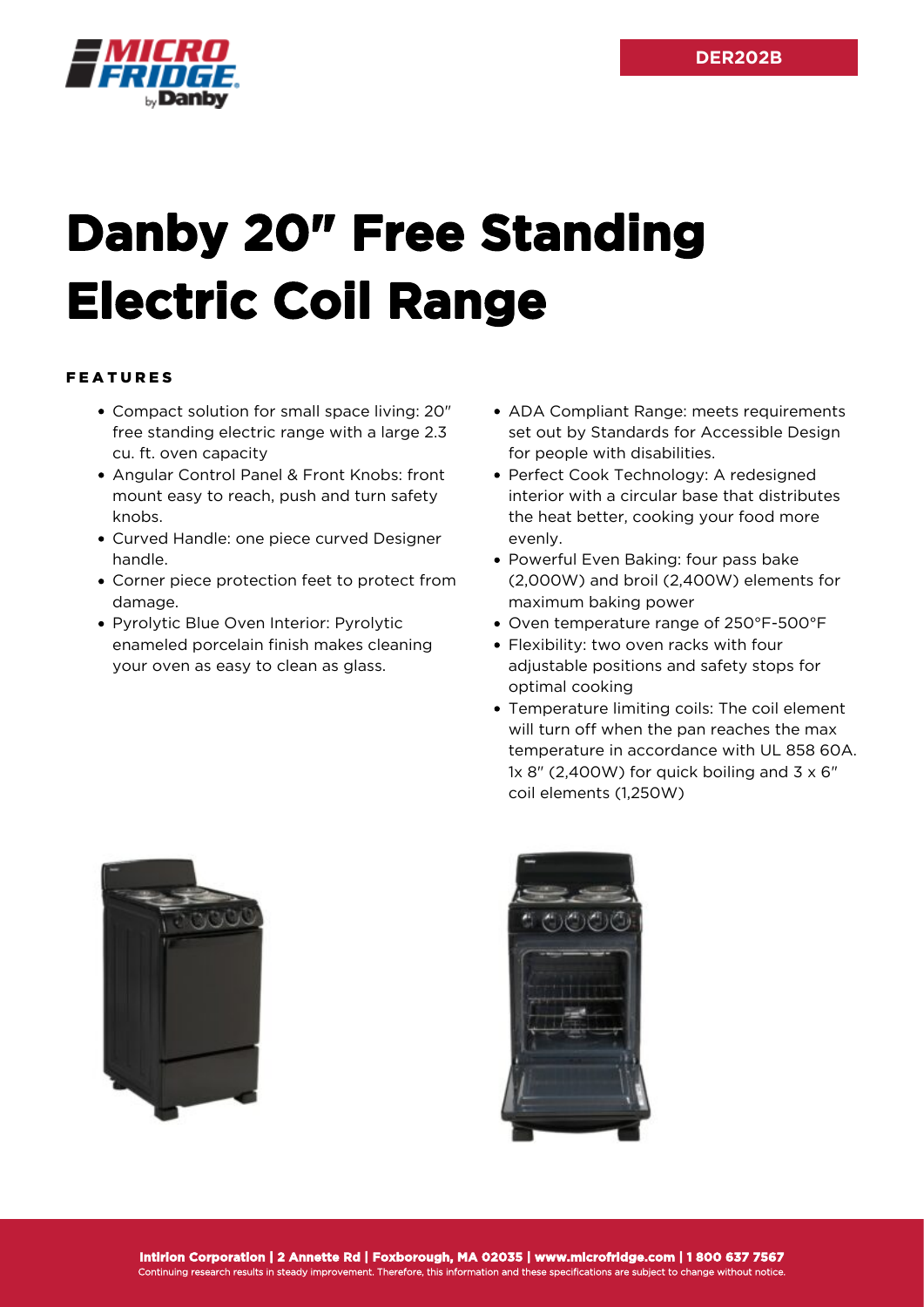DER202B

# Danby 20″ Free Standing Electric Coil Range

## FEATURES

- Compact solution for small space living: 20″ free standing electric range with a large 2.3 cu. ft. oven capacity
- Angular Control Panel & Front Knobs: front mount easy to reach, push and turn safety knobs.
- Curved Handle: one piece curved Designer handle.
- Corner piece protection feet to protect from damage.
- Pyrolytic Blue Oven Interior: Pyrolytic enameled porcelain finish makes cleaning your oven as easy to clean as glass.
- ADA Compliant Range: meets requirements set out by Standards for Accessible Design for people with disabilities.
- Perfect Cook Technology: A redesigned interior with a circular base that distributes the heat better, cooking your food more evenly.
- Powerful Even Baking: four pass bake (2,000W) and broil (2,400W) elements for maximum baking power
- Oven temperature range of 250°F-500°F
- Flexibility: two oven racks with four adjustable positions and safety stops for optimal cooking
- Temperature limiting coils: The coil element will turn off when the pan reaches the max temperature in accordance with UL 858 60A. 1x 8″ (2,400W) for quick boiling and 3 x 6″ coil elements (1,250W)

**Intirion Corporation | 2 Annette Rd | Foxborough, MA 02035 | www.microfridge.com | 1 800 637 7567**
Continuing research results in steady improvement. Therefore, this information and these specifications are subject to change without notice.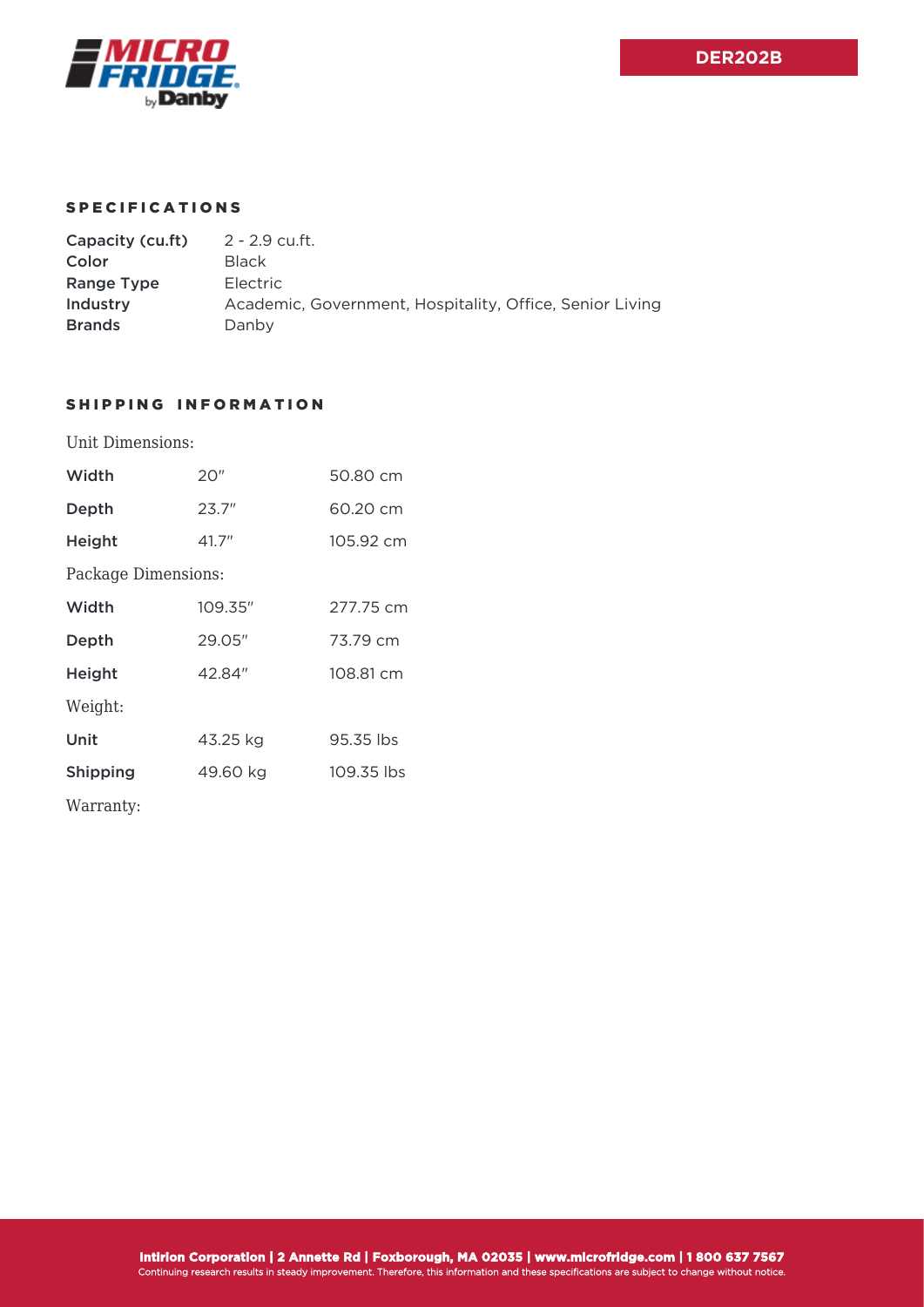DER202B

## SPECIFICATIONS

| | |
|---|---|
| **Capacity (cu.ft)** | 2 - 2.9 cu.ft. |
| **Color** | Black |
| **Range Type** | Electric |
| **Industry** | Academic, Government, Hospitality, Office, Senior Living |
| **Brands** | Danby |

## SHIPPING INFORMATION

Unit Dimensions:

| | | |
|---|---|---|
| **Width** | 20" | 50.80 cm |
| **Depth** | 23.7" | 60.20 cm |
| **Height** | 41.7" | 105.92 cm |

Package Dimensions:

| | | |
|---|---|---|
| **Width** | 109.35" | 277.75 cm |
| **Depth** | 29.05" | 73.79 cm |
| **Height** | 42.84" | 108.81 cm |

Weight:

| | | |
|---|---|---|
| **Unit** | 43.25 kg | 95.35 lbs |
| **Shipping** | 49.60 kg | 109.35 lbs |

Warranty:

**Intirion Corporation | 2 Annette Rd | Foxborough, MA 02035 | www.microfridge.com | 1 800 637 7567**
Continuing research results in steady improvement. Therefore, this information and these specifications are subject to change without notice.